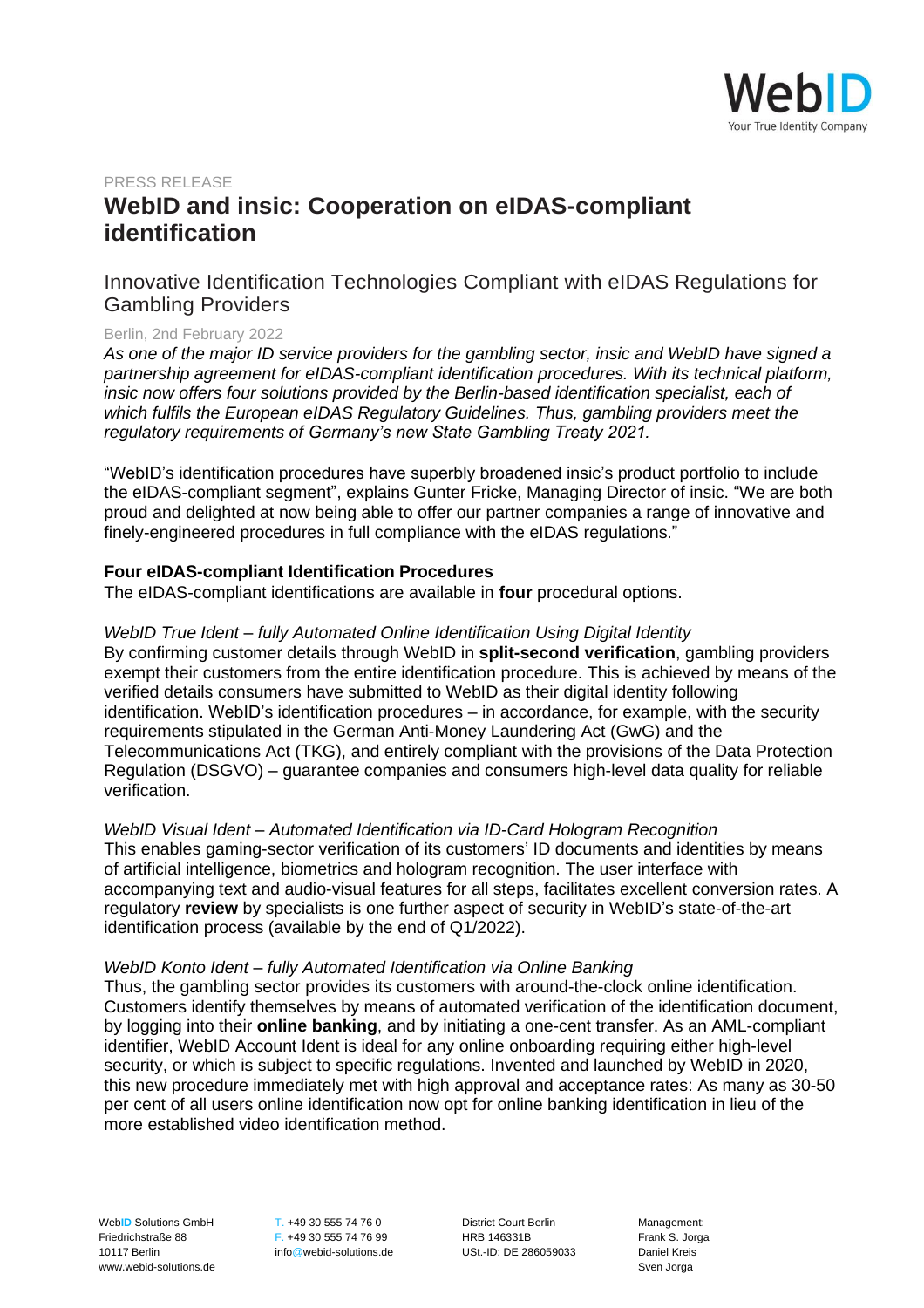PRESS RELEASE

# WebID and insic: Cooperation on eIDAS-compliant identification

## Innovative Identification Technologies Compliant with eIDAS Regulations for Gambling Providers

Berlin, 2nd February 2022

*As one of the major ID service providers for the gambling sector, insic and WebID have signed a partnership agreement for eIDAS-compliant identification procedures. With its technical platform, insic now offers four solutions provided by the Berlin-based identification specialist, each of which fulfils the European eIDAS Regulatory Guidelines. Thus, gambling providers meet the regulatory requirements of Germany's new State Gambling Treaty 2021.*

"WebID's identification procedures have superbly broadened insic's product portfolio to include the eIDAS-compliant segment", explains Gunter Fricke, Managing Director of insic. "We are both proud and delighted at now being able to offer our partner companies a range of innovative and finely-engineered procedures in full compliance with the eIDAS regulations."

### Four eIDAS-compliant Identification Procedures

The eIDAS-compliant identifications are available in **four** procedural options.

*WebID True Ident – fully Automated Online Identification Using Digital Identity*

By confirming customer details through WebID in **split-second verification**, gambling providers exempt their customers from the entire identification procedure. This is achieved by means of the verified details consumers have submitted to WebID as their digital identity following identification. WebID's identification procedures – in accordance, for example, with the security requirements stipulated in the German Anti-Money Laundering Act (GwG) and the Telecommunications Act (TKG), and entirely compliant with the provisions of the Data Protection Regulation (DSGVO) – guarantee companies and consumers high-level data quality for reliable verification.

*WebID Visual Ident – Automated Identification via ID-Card Hologram Recognition*

This enables gaming-sector verification of its customers' ID documents and identities by means of artificial intelligence, biometrics and hologram recognition. The user interface with accompanying text and audio-visual features for all steps, facilitates excellent conversion rates. A regulatory **review** by specialists is one further aspect of security in WebID's state-of-the-art identification process (available by the end of Q1/2022).

*WebID Konto Ident – fully Automated Identification via Online Banking*

Thus, the gambling sector provides its customers with around-the-clock online identification. Customers identify themselves by means of automated verification of the identification document, by logging into their **online banking**, and by initiating a one-cent transfer. As an AML-compliant identifier, WebID Account Ident is ideal for any online onboarding requiring either high-level security, or which is subject to specific regulations. Invented and launched by WebID in 2020, this new procedure immediately met with high approval and acceptance rates: As many as 30-50 per cent of all users online identification now opt for online banking identification in lieu of the more established video identification method.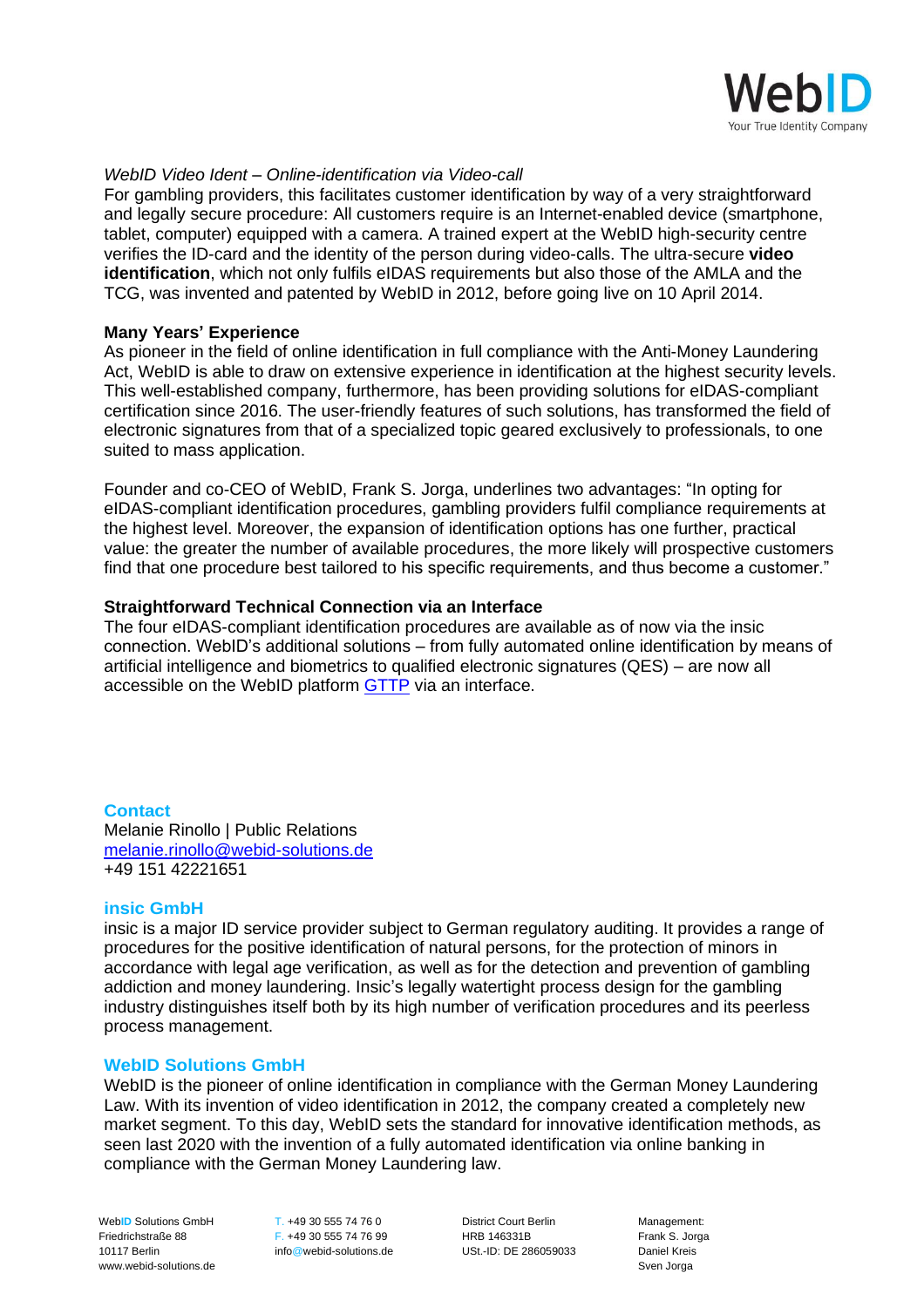*WebID Video Ident – Online-identification via Video-call*

For gambling providers, this facilitates customer identification by way of a very straightforward and legally secure procedure: All customers require is an Internet-enabled device (smartphone, tablet, computer) equipped with a camera. A trained expert at the WebID high-security centre verifies the ID-card and the identity of the person during video-calls. The ultra-secure **video identification**, which not only fulfils eIDAS requirements but also those of the AMLA and the TCG, was invented and patented by WebID in 2012, before going live on 10 April 2014.

**Many Years' Experience**

As pioneer in the field of online identification in full compliance with the Anti-Money Laundering Act, WebID is able to draw on extensive experience in identification at the highest security levels. This well-established company, furthermore, has been providing solutions for eIDAS-compliant certification since 2016. The user-friendly features of such solutions, has transformed the field of electronic signatures from that of a specialized topic geared exclusively to professionals, to one suited to mass application.

Founder and co-CEO of WebID, Frank S. Jorga, underlines two advantages: "In opting for eIDAS-compliant identification procedures, gambling providers fulfil compliance requirements at the highest level. Moreover, the expansion of identification options has one further, practical value: the greater the number of available procedures, the more likely will prospective customers find that one procedure best tailored to his specific requirements, and thus become a customer."

**Straightforward Technical Connection via an Interface**

The four eIDAS-compliant identification procedures are available as of now via the insic connection. WebID's additional solutions – from fully automated online identification by means of artificial intelligence and biometrics to qualified electronic signatures (QES) – are now all accessible on the WebID platform GTTP via an interface.

**Contact**

Melanie Rinollo | Public Relations
melanie.rinollo@webid-solutions.de
+49 151 42221651

**insic GmbH**

insic is a major ID service provider subject to German regulatory auditing. It provides a range of procedures for the positive identification of natural persons, for the protection of minors in accordance with legal age verification, as well as for the detection and prevention of gambling addiction and money laundering. Insic's legally watertight process design for the gambling industry distinguishes itself both by its high number of verification procedures and its peerless process management.

**WebID Solutions GmbH**

WebID is the pioneer of online identification in compliance with the German Money Laundering Law. With its invention of video identification in 2012, the company created a completely new market segment. To this day, WebID sets the standard for innovative identification methods, as seen last 2020 with the invention of a fully automated identification via online banking in compliance with the German Money Laundering law.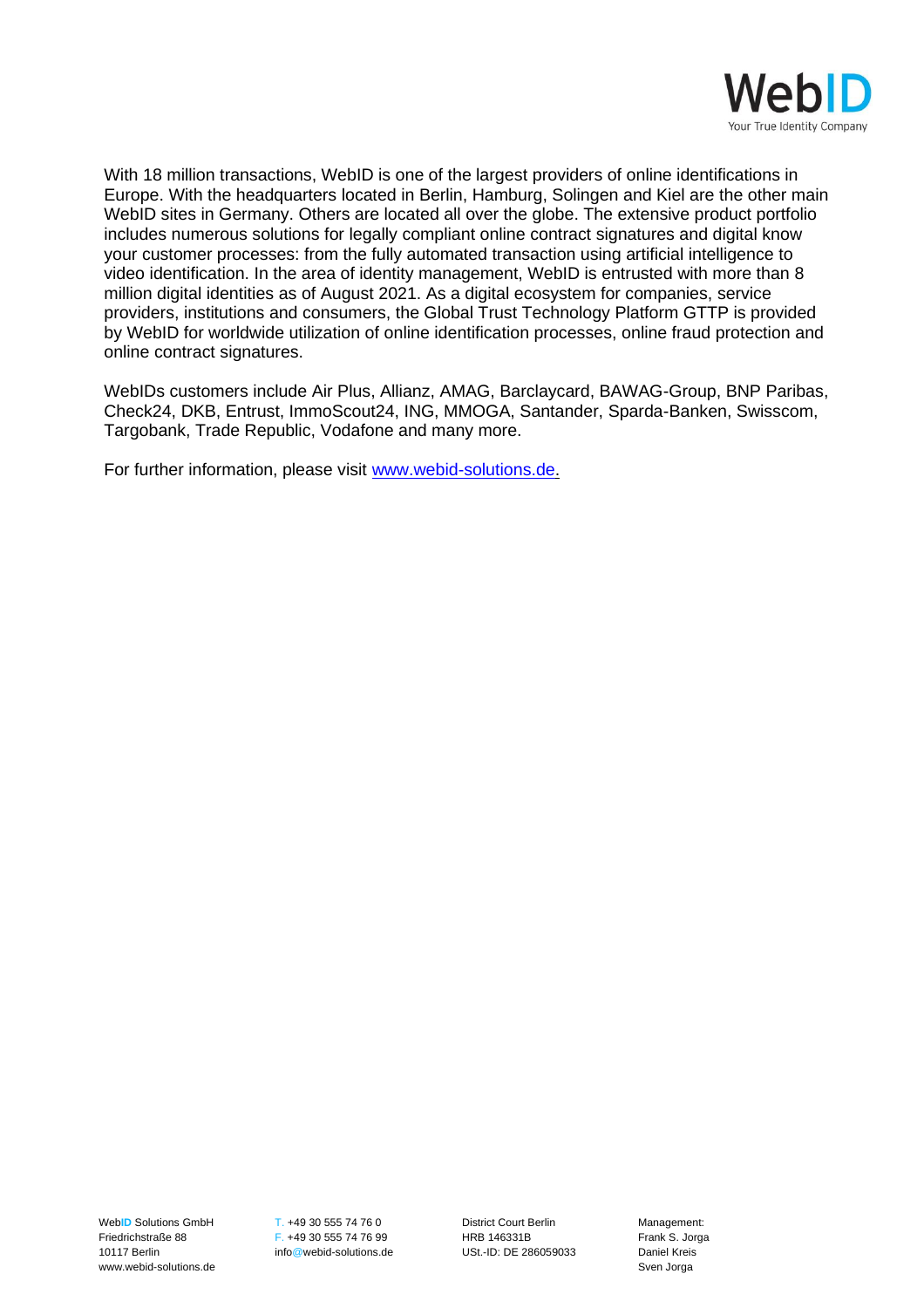With 18 million transactions, WebID is one of the largest providers of online identifications in Europe. With the headquarters located in Berlin, Hamburg, Solingen and Kiel are the other main WebID sites in Germany. Others are located all over the globe. The extensive product portfolio includes numerous solutions for legally compliant online contract signatures and digital know your customer processes: from the fully automated transaction using artificial intelligence to video identification. In the area of identity management, WebID is entrusted with more than 8 million digital identities as of August 2021. As a digital ecosystem for companies, service providers, institutions and consumers, the Global Trust Technology Platform GTTP is provided by WebID for worldwide utilization of online identification processes, online fraud protection and online contract signatures.

WebIDs customers include Air Plus, Allianz, AMAG, Barclaycard, BAWAG-Group, BNP Paribas, Check24, DKB, Entrust, ImmoScout24, ING, MMOGA, Santander, Sparda-Banken, Swisscom, Targobank, Trade Republic, Vodafone and many more.

For further information, please visit [www.webid-solutions.de.](http://www.webid-solutions.de)